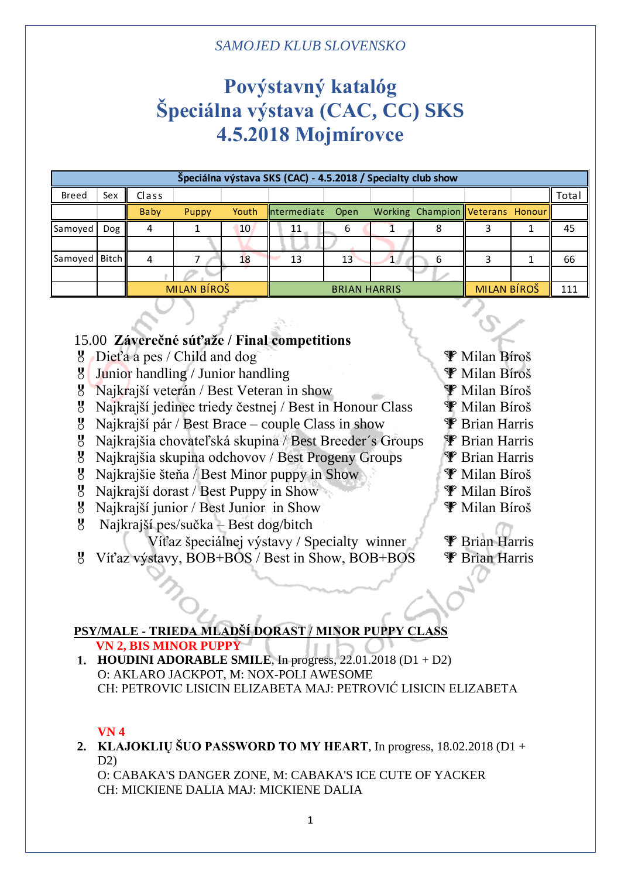*SAMOJED KLUB SLOVENSKO*

# Povýstavný katalóg
# Špeciálna výstava (CAC, CC) SKS
# 4.5.2018 Mojmírovce

| Špeciálna výstava SKS (CAC) - 4.5.2018 / Specialty club show | | | | | | | | | | | |
|---|---|---|---|---|---|---|---|---|---|---|---|
| Breed | Sex | Class | | | | | | | | | Total |
| | | Baby | Puppy | Youth | Intermediate | Open | Working | Champion | Veterans | Honour | |
| Samoyed | Dog | 4 | 1 | 10 | 11 | 6 | 1 | 8 | 3 | 1 | 45 |
| Samoyed | Bitch | 4 | 7 | 18 | 13 | 13 | 1 | 6 | 3 | 1 | 66 |
| | | MILAN BÍROŠ | | | BRIAN HARRIS | | | | MILAN BÍROŠ | | 111 |

15.00 **Záverečné súťaže / Final competitions**

- Dieťa a pes / Child and dog — Milan Bíroš
- Junior handling / Junior handling — Milan Bíroš
- Najkrajší veterán / Best Veteran in show — Milan Bíroš
- Najkrajší jedinec triedy čestnej / Best in Honour Class — Milan Bíroš
- Najkrajší pár / Best Brace – couple Class in show — Brian Harris
- Najkrajšia chovateľská skupina / Best Breeder´s Groups — Brian Harris
- Najkrajšia skupina odchovov / Best Progeny Groups — Brian Harris
- Najkrajšie šteňa / Best Minor puppy in Show — Milan Bíroš
- Najkrajší dorast / Best Puppy in Show — Milan Bíroš
- Najkrajší junior / Best Junior in Show — Milan Bíroš
- Najkrajší pes/sučka – Best dog/bitch
  Víťaz špeciálnej výstavy / Specialty winner — Brian Harris
- Víťaz výstavy, BOB+BOS / Best in Show, BOB+BOS — Brian Harris

**PSY/MALE - TRIEDA MLADŠÍ DORAST / MINOR PUPPY CLASS**

**VN 2, BIS MINOR PUPPY**

1. **HOUDINI ADORABLE SMILE**, In progress, 22.01.2018 (D1 + D2)
   O: AKLARO JACKPOT, M: NOX-POLI AWESOME
   CH: PETROVIC LISICIN ELIZABETA MAJ: PETROVIĆ LISICIN ELIZABETA

**VN 4**

2. **KLAJOKLIŲ ŠUO PASSWORD TO MY HEART**, In progress, 18.02.2018 (D1 + D2)
   O: CABAKA'S DANGER ZONE, M: CABAKA'S ICE CUTE OF YACKER
   CH: MICKIENE DALIA MAJ: MICKIENE DALIA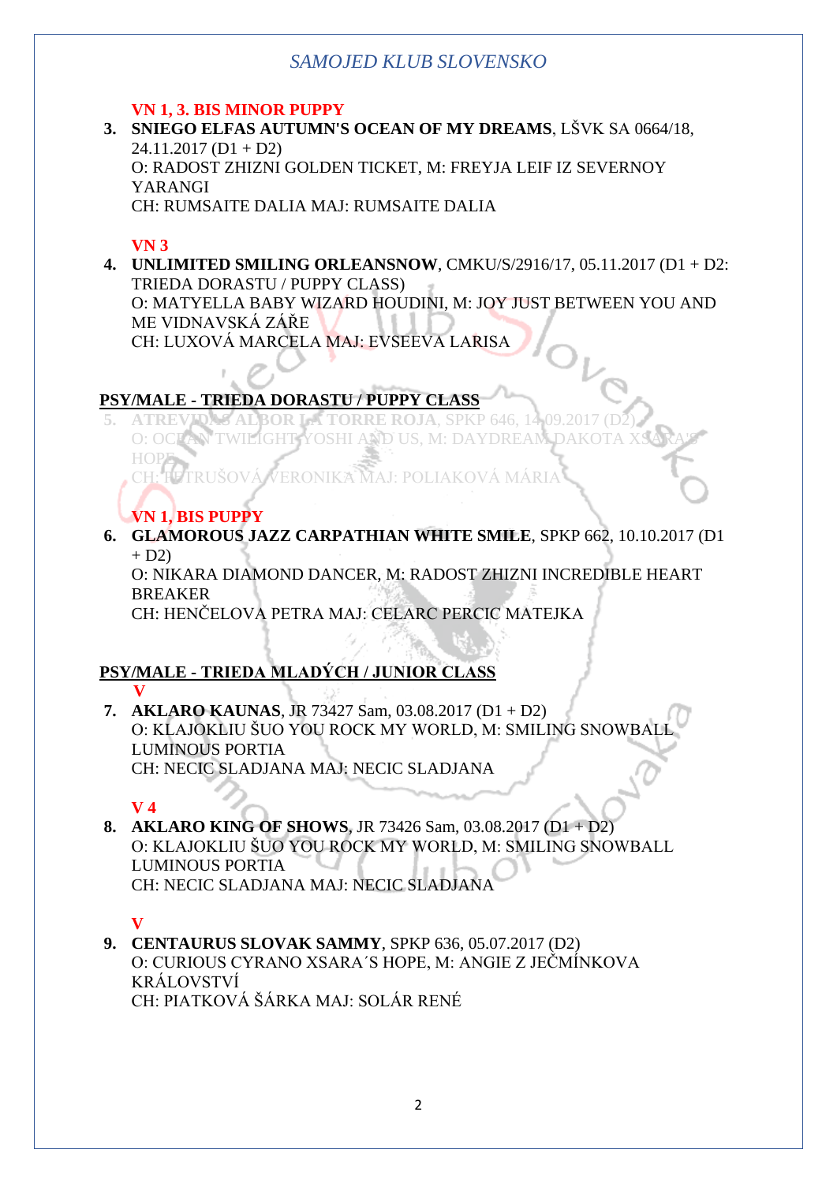**VN 1, 3. BIS MINOR PUPPY**

3. **SNIEGO ELFAS AUTUMN'S OCEAN OF MY DREAMS**, LŠVK SA 0664/18, 24.11.2017 (D1 + D2)
O: RADOST ZHIZNI GOLDEN TICKET, M: FREYJA LEIF IZ SEVERNOY YARANGI
CH: RUMSAITE DALIA MAJ: RUMSAITE DALIA

**VN 3**

4. **UNLIMITED SMILING ORLEANSNOW**, CMKU/S/2916/17, 05.11.2017 (D1 + D2: TRIEDA DORASTU / PUPPY CLASS)
O: MATYELLA BABY WIZARD HOUDINI, M: JOY JUST BETWEEN YOU AND ME VIDNAVSKÁ ZÁŘE
CH: LUXOVÁ MARCELA MAJ: EVSEEVA LARISA

## PSY/MALE - TRIEDA DORASTU / PUPPY CLASS

5. ATREVIDAS ALBOR LA TORRE ROJA, SPKP 646, 14.09.2017 (D2)
O: OCEAN TWILIGHT YOSHI AND US, M: DAYDREAM DAKOTA XSARA'S HOPE
CH: PETRUŠOVÁ VERONIKA MAJ: POLIAKOVÁ MÁRIA

**VN 1, BIS PUPPY**

6. **GLAMOROUS JAZZ CARPATHIAN WHITE SMILE**, SPKP 662, 10.10.2017 (D1 + D2)
O: NIKARA DIAMOND DANCER, M: RADOST ZHIZNI INCREDIBLE HEART BREAKER
CH: HENČELOVA PETRA MAJ: CELARC PERCIC MATEJKA

## PSY/MALE - TRIEDA MLADÝCH / JUNIOR CLASS

**V**

7. **AKLARO KAUNAS**, JR 73427 Sam, 03.08.2017 (D1 + D2)
O: KLAJOKLIU ŠUO YOU ROCK MY WORLD, M: SMILING SNOWBALL LUMINOUS PORTIA
CH: NECIC SLADJANA MAJ: NECIC SLADJANA

**V 4**

8. **AKLARO KING OF SHOWS**, JR 73426 Sam, 03.08.2017 (D1 + D2)
O: KLAJOKLIU ŠUO YOU ROCK MY WORLD, M: SMILING SNOWBALL LUMINOUS PORTIA
CH: NECIC SLADJANA MAJ: NECIC SLADJANA

**V**

9. **CENTAURUS SLOVAK SAMMY**, SPKP 636, 05.07.2017 (D2)
O: CURIOUS CYRANO XSARA´S HOPE, M: ANGIE Z JEČMÍNKOVA KRÁLOVSTVÍ
CH: PIATKOVÁ ŠÁRKA MAJ: SOLÁR RENÉ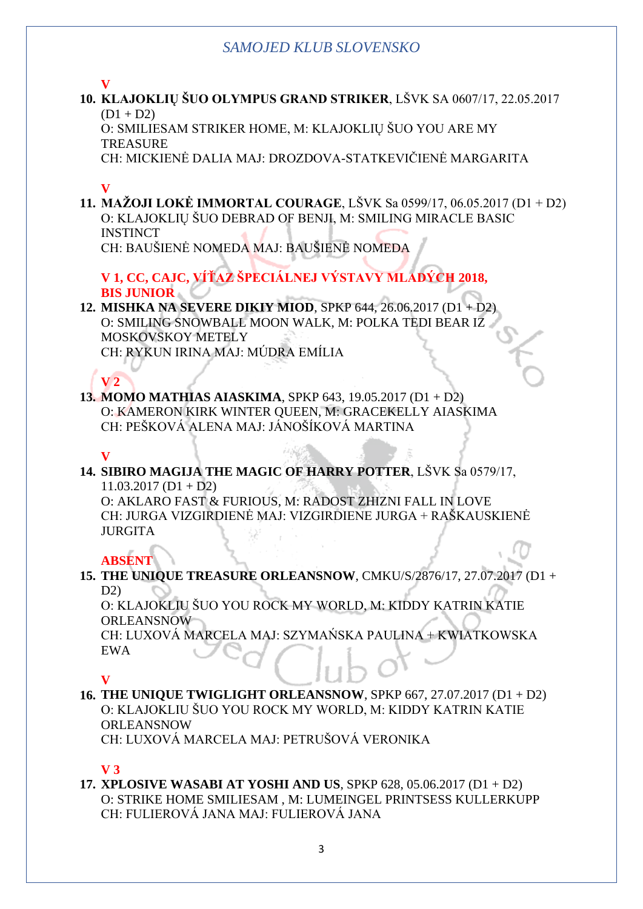**V**

10. **KLAJOKLIŲ ŠUO OLYMPUS GRAND STRIKER**, LŠVK SA 0607/17, 22.05.2017 (D1 + D2)
O: SMILIESAM STRIKER HOME, M: KLAJOKLIŲ ŠUO YOU ARE MY TREASURE
CH: MICKIENĖ DALIA MAJ: DROZDOVA-STATKEVIČIENĖ MARGARITA

**V**

11. **MAŽOJI LOKĖ IMMORTAL COURAGE**, LŠVK Sa 0599/17, 06.05.2017 (D1 + D2)
O: KLAJOKLIŲ ŠUO DEBRAD OF BENJI, M: SMILING MIRACLE BASIC INSTINCT
CH: BAUŠIENĖ NOMEDA MAJ: BAUŠIENĖ NOMEDA

**V 1, CC, CAJC, VÍŤAZ ŠPECIÁLNEJ VÝSTAVY MLADÝCH 2018, BIS JUNIOR**

12. **MISHKA NA SEVERE DIKIY MIOD**, SPKP 644, 26.06.2017 (D1 + D2)
O: SMILING SNOWBALL MOON WALK, M: POLKA TEDI BEAR IZ MOSKOVSKOY METELY
CH: RYKUN IRINA MAJ: MÚDRA EMÍLIA

**V 2**

13. **MOMO MATHIAS AIASKIMA**, SPKP 643, 19.05.2017 (D1 + D2)
O: KAMERON KIRK WINTER QUEEN, M: GRACEKELLY AIASKIMA
CH: PEŠKOVÁ ALENA MAJ: JÁNOŠÍKOVÁ MARTINA

**V**

14. **SIBIRO MAGIJA THE MAGIC OF HARRY POTTER**, LŠVK Sa 0579/17, 11.03.2017 (D1 + D2)
O: AKLARO FAST & FURIOUS, M: RADOST ZHIZNI FALL IN LOVE
CH: JURGA VIZGIRDIENĖ MAJ: VIZGIRDIENE JURGA + RAŠKAUSKIENĖ JURGITA

**ABSENT**

15. **THE UNIQUE TREASURE ORLEANSNOW**, CMKU/S/2876/17, 27.07.2017 (D1 + D2)
O: KLAJOKLIU ŠUO YOU ROCK MY WORLD, M: KIDDY KATRIN KATIE ORLEANSNOW
CH: LUXOVÁ MARCELA MAJ: SZYMAŃSKA PAULINA + KWIATKOWSKA EWA

**V**

16. **THE UNIQUE TWIGLIGHT ORLEANSNOW**, SPKP 667, 27.07.2017 (D1 + D2)
O: KLAJOKLIU ŠUO YOU ROCK MY WORLD, M: KIDDY KATRIN KATIE ORLEANSNOW
CH: LUXOVÁ MARCELA MAJ: PETRUŠOVÁ VERONIKA

**V 3**

17. **XPLOSIVE WASABI AT YOSHI AND US**, SPKP 628, 05.06.2017 (D1 + D2)
O: STRIKE HOME SMILIESAM , M: LUMEINGEL PRINTSESS KULLERKUPP
CH: FULIEROVÁ JANA MAJ: FULIEROVÁ JANA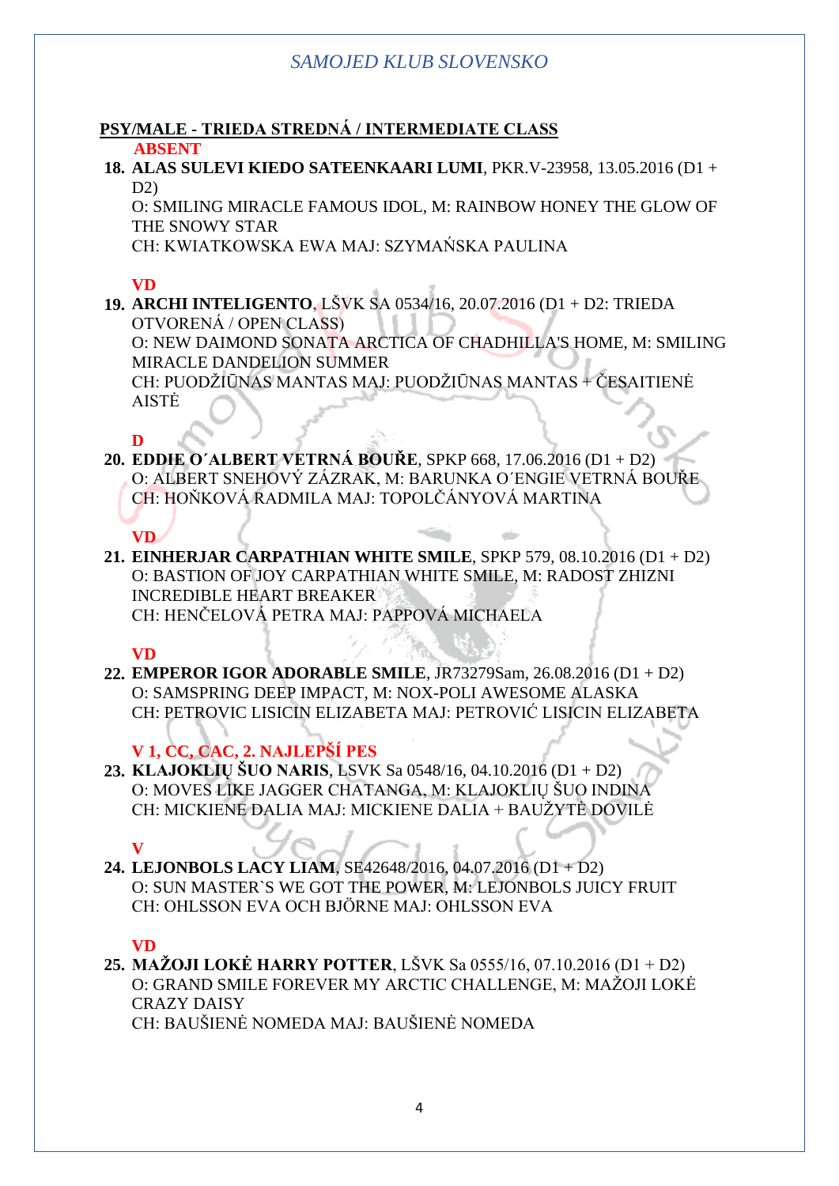*SAMOJED KLUB SLOVENSKO*

**PSY/MALE - TRIEDA STREDNÁ / INTERMEDIATE CLASS**

**ABSENT**

18. **ALAS SULEVI KIEDO SATEENKAARI LUMI**, PKR.V-23958, 13.05.2016 (D1 + D2)
    O: SMILING MIRACLE FAMOUS IDOL, M: RAINBOW HONEY THE GLOW OF THE SNOWY STAR
    CH: KWIATKOWSKA EWA MAJ: SZYMAŃSKA PAULINA

**VD**

19. **ARCHI INTELIGENTO**, LŠVK SA 0534/16, 20.07.2016 (D1 + D2: TRIEDA OTVORENÁ / OPEN CLASS)
    O: NEW DAIMOND SONATA ARCTICA OF CHADHILLA'S HOME, M: SMILING MIRACLE DANDELION SUMMER
    CH: PUODŽIŪNAS MANTAS MAJ: PUODŽIŪNAS MANTAS + ČESAITIENĖ AISTĖ

**D**

20. **EDDIE O´ALBERT VETRNÁ BOUŘE**, SPKP 668, 17.06.2016 (D1 + D2)
    O: ALBERT SNEHOVÝ ZÁZRAK, M: BARUNKA O´ENGIE VETRNÁ BOUŘE
    CH: HOŇKOVÁ RADMILA MAJ: TOPOLČÁNYOVÁ MARTINA

**VD**

21. **EINHERJAR CARPATHIAN WHITE SMILE**, SPKP 579, 08.10.2016 (D1 + D2)
    O: BASTION OF JOY CARPATHIAN WHITE SMILE, M: RADOST ZHIZNI INCREDIBLE HEART BREAKER
    CH: HENČELOVÁ PETRA MAJ: PAPPOVÁ MICHAELA

**VD**

22. **EMPEROR IGOR ADORABLE SMILE**, JR73279Sam, 26.08.2016 (D1 + D2)
    O: SAMSPRING DEEP IMPACT, M: NOX-POLI AWESOME ALASKA
    CH: PETROVIC LISICIN ELIZABETA MAJ: PETROVIĆ LISICIN ELIZABETA

**V 1, CC, CAC, 2. NAJLEPŠÍ PES**

23. **KLAJOKLIŲ ŠUO NARIS**, LSVK Sa 0548/16, 04.10.2016 (D1 + D2)
    O: MOVES LIKE JAGGER CHATANGA, M: KLAJOKLIŲ ŠUO INDINA
    CH: MICKIENE DALIA MAJ: MICKIENE DALIA + BAUŽYTĖ DOVILĖ

**V**

24. **LEJONBOLS LACY LIAM**, SE42648/2016, 04.07.2016 (D1 + D2)
    O: SUN MASTER`S WE GOT THE POWER, M: LEJONBOLS JUICY FRUIT
    CH: OHLSSON EVA OCH BJÖRNE MAJ: OHLSSON EVA

**VD**

25. **MAŽOJI LOKĖ HARRY POTTER**, LŠVK Sa 0555/16, 07.10.2016 (D1 + D2)
    O: GRAND SMILE FOREVER MY ARCTIC CHALLENGE, M: MAŽOJI LOKĖ CRAZY DAISY
    CH: BAUŠIENĖ NOMEDA MAJ: BAUŠIENĖ NOMEDA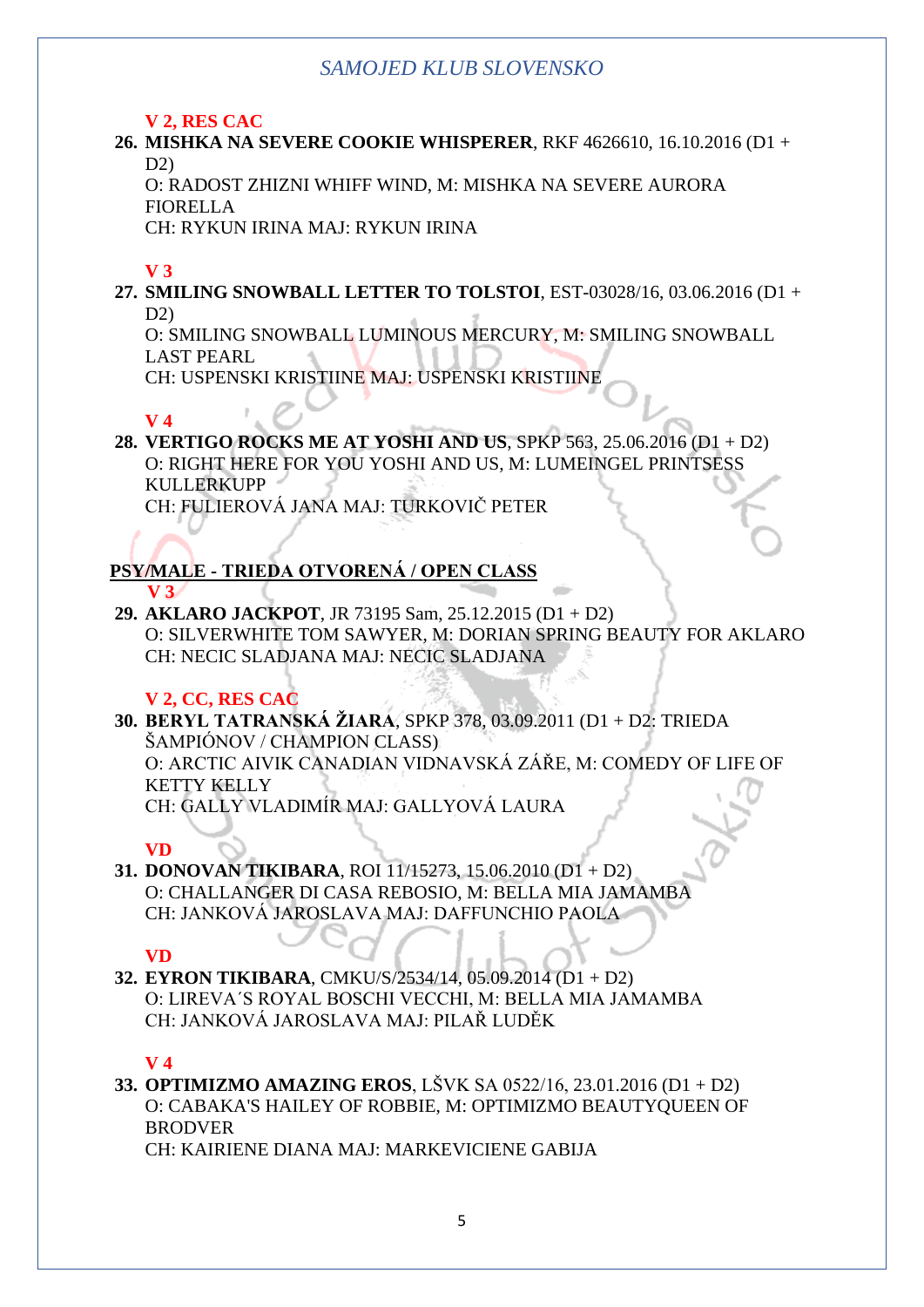**V 2, RES CAC**

26. **MISHKA NA SEVERE COOKIE WHISPERER**, RKF 4626610, 16.10.2016 (D1 + D2)
O: RADOST ZHIZNI WHIFF WIND, M: MISHKA NA SEVERE AURORA FIORELLA
CH: RYKUN IRINA MAJ: RYKUN IRINA

**V 3**

27. **SMILING SNOWBALL LETTER TO TOLSTOI**, EST-03028/16, 03.06.2016 (D1 + D2)
O: SMILING SNOWBALL LUMINOUS MERCURY, M: SMILING SNOWBALL LAST PEARL
CH: USPENSKI KRISTIINE MAJ: USPENSKI KRISTIINE

**V 4**

28. **VERTIGO ROCKS ME AT YOSHI AND US**, SPKP 563, 25.06.2016 (D1 + D2)
O: RIGHT HERE FOR YOU YOSHI AND US, M: LUMEINGEL PRINTSESS KULLERKUPP
CH: FULIEROVÁ JANA MAJ: TURKOVIČ PETER

## PSY/MALE - TRIEDA OTVORENÁ / OPEN CLASS

**V 3**

29. **AKLARO JACKPOT**, JR 73195 Sam, 25.12.2015 (D1 + D2)
O: SILVERWHITE TOM SAWYER, M: DORIAN SPRING BEAUTY FOR AKLARO
CH: NECIC SLADJANA MAJ: NECIC SLADJANA

**V 2, CC, RES CAC**

30. **BERYL TATRANSKÁ ŽIARA**, SPKP 378, 03.09.2011 (D1 + D2: TRIEDA ŠAMPIÓNOV / CHAMPION CLASS)
O: ARCTIC AIVIK CANADIAN VIDNAVSKÁ ZÁŘE, M: COMEDY OF LIFE OF KETTY KELLY
CH: GALLY VLADIMÍR MAJ: GALLYOVÁ LAURA

**VD**

31. **DONOVAN TIKIBARA**, ROI 11/15273, 15.06.2010 (D1 + D2)
O: CHALLANGER DI CASA REBOSIO, M: BELLA MIA JAMAMBA
CH: JANKOVÁ JAROSLAVA MAJ: DAFFUNCHIO PAOLA

**VD**

32. **EYRON TIKIBARA**, CMKU/S/2534/14, 05.09.2014 (D1 + D2)
O: LIREVA´S ROYAL BOSCHI VECCHI, M: BELLA MIA JAMAMBA
CH: JANKOVÁ JAROSLAVA MAJ: PILAŘ LUDĚK

**V 4**

33. **OPTIMIZMO AMAZING EROS**, LŠVK SA 0522/16, 23.01.2016 (D1 + D2)
O: CABAKA'S HAILEY OF ROBBIE, M: OPTIMIZMO BEAUTYQUEEN OF BRODVER
CH: KAIRIENE DIANA MAJ: MARKEVICIENE GABIJA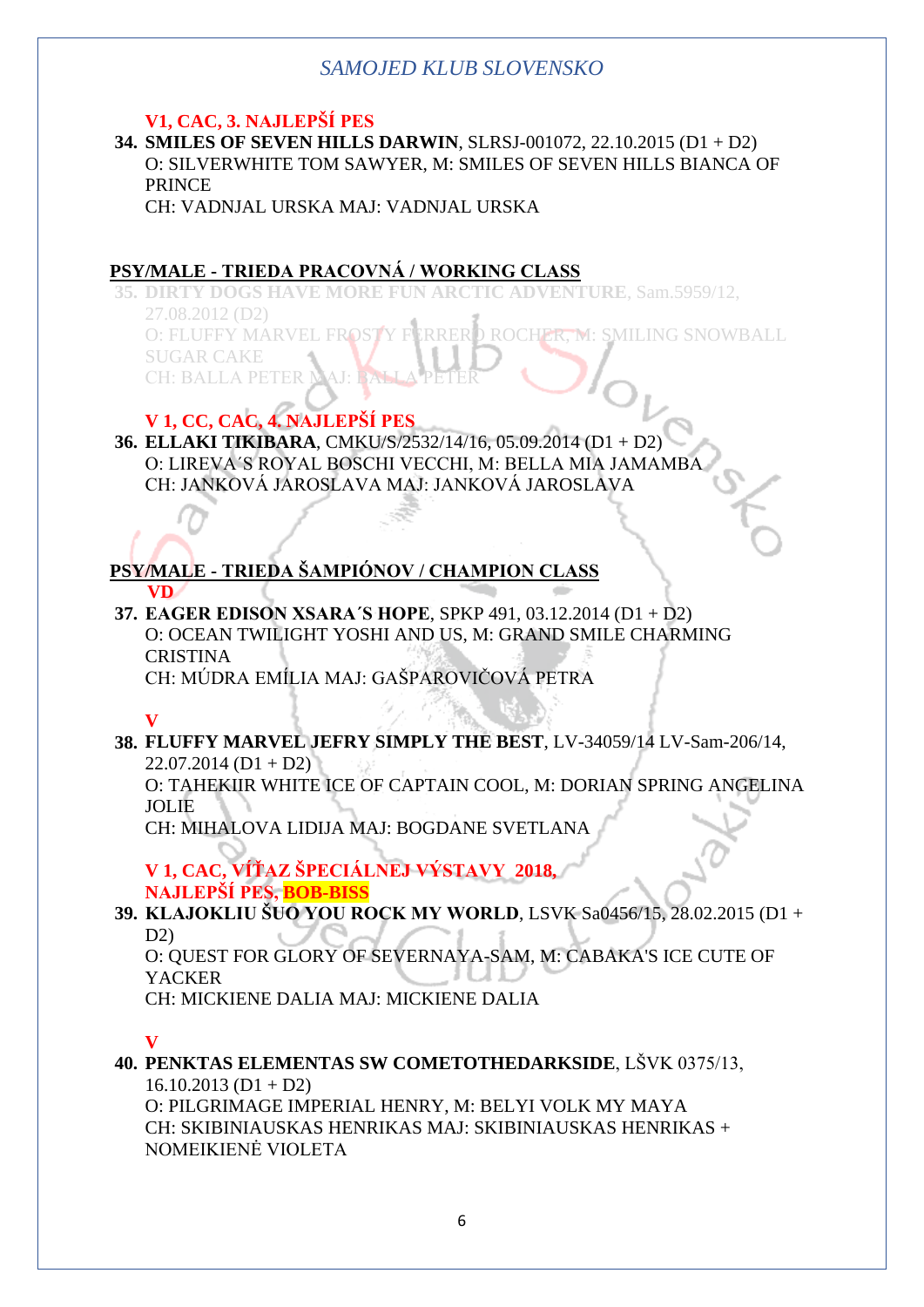*SAMOJED KLUB SLOVENSKO*

**V1, CAC, 3. NAJLEPŠÍ PES**

**34. SMILES OF SEVEN HILLS DARWIN**, SLRSJ-001072, 22.10.2015 (D1 + D2)
O: SILVERWHITE TOM SAWYER, M: SMILES OF SEVEN HILLS BIANCA OF PRINCE
CH: VADNJAL URSKA MAJ: VADNJAL URSKA

## PSY/MALE - TRIEDA PRACOVNÁ / WORKING CLASS

**35. DIRTY DOGS HAVE MORE FUN ARCTIC ADVENTURE**, Sam.5959/12, 27.08.2012 (D2)
O: FLUFFY MARVEL FROSTY FERRERO ROCHER, M: SMILING SNOWBALL SUGAR CAKE
CH: BALLA PETER MAJ: BALLA PETER

**V 1, CC, CAC, 4. NAJLEPŠÍ PES**

**36. ELLAKI TIKIBARA**, CMKU/S/2532/14/16, 05.09.2014 (D1 + D2)
O: LIREVA´S ROYAL BOSCHI VECCHI, M: BELLA MIA JAMAMBA
CH: JANKOVÁ JAROSLAVA MAJ: JANKOVÁ JAROSLAVA

## PSY/MALE - TRIEDA ŠAMPIÓNOV / CHAMPION CLASS

**VD**

**37. EAGER EDISON XSARA´S HOPE**, SPKP 491, 03.12.2014 (D1 + D2)
O: OCEAN TWILIGHT YOSHI AND US, M: GRAND SMILE CHARMING CRISTINA
CH: MÚDRA EMÍLIA MAJ: GAŠPAROVIČOVÁ PETRA

**V**

**38. FLUFFY MARVEL JEFRY SIMPLY THE BEST**, LV-34059/14 LV-Sam-206/14, 22.07.2014 (D1 + D2)
O: TAHEKIIR WHITE ICE OF CAPTAIN COOL, M: DORIAN SPRING ANGELINA JOLIE
CH: MIHALOVA LIDIJA MAJ: BOGDANE SVETLANA

**V 1, CAC, VÍŤAZ ŠPECIÁLNEJ VÝSTAVY 2018, NAJLEPŠÍ PES, BOB-BISS**

**39. KLAJOKLIU ŠUO YOU ROCK MY WORLD**, LSVK Sa0456/15, 28.02.2015 (D1 + D2)
O: QUEST FOR GLORY OF SEVERNAYA-SAM, M: CABAKA'S ICE CUTE OF YACKER
CH: MICKIENE DALIA MAJ: MICKIENE DALIA

**V**

**40. PENKTAS ELEMENTAS SW COMETOTHEDARKSIDE**, LŠVK 0375/13, 16.10.2013 (D1 + D2)
O: PILGRIMAGE IMPERIAL HENRY, M: BELYI VOLK MY MAYA
CH: SKIBINIAUSKAS HENRIKAS MAJ: SKIBINIAUSKAS HENRIKAS + NOMEIKIENĖ VIOLETA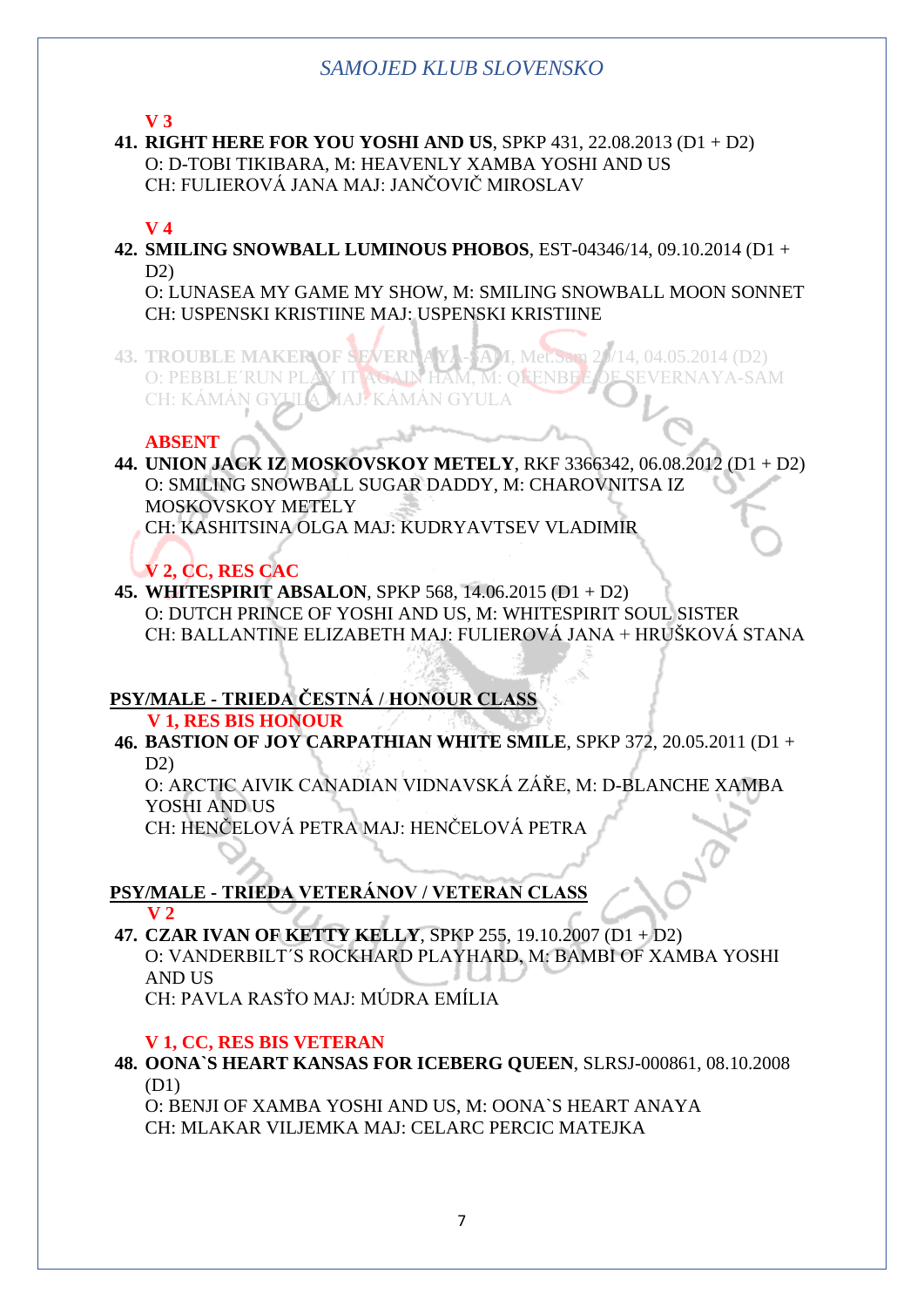**V 3**

41. **RIGHT HERE FOR YOU YOSHI AND US**, SPKP 431, 22.08.2013 (D1 + D2)
    O: D-TOBI TIKIBARA, M: HEAVENLY XAMBA YOSHI AND US
    CH: FULIEROVÁ JANA MAJ: JANČOVIČ MIROSLAV

**V 4**

42. **SMILING SNOWBALL LUMINOUS PHOBOS**, EST-04346/14, 09.10.2014 (D1 + D2)
    O: LUNASEA MY GAME MY SHOW, M: SMILING SNOWBALL MOON SONNET
    CH: USPENSKI KRISTIINE MAJ: USPENSKI KRISTIINE

43. **TROUBLE MAKER OF SEVERNAYA-SAM**, Met.Sam 28/14, 04.05.2014 (D2)
    O: PEBBLE´RUN PLAY IT AGAIN HAM, M: QEENBEE OF SEVERNAYA-SAM
    CH: KÁMÁN GYULA MAJ: KÁMÁN GYULA

**ABSENT**

44. **UNION JACK IZ MOSKOVSKOY METELY**, RKF 3366342, 06.08.2012 (D1 + D2)
    O: SMILING SNOWBALL SUGAR DADDY, M: CHAROVNITSA IZ MOSKOVSKOY METELY
    CH: KASHITSINA OLGA MAJ: KUDRYAVTSEV VLADIMIR

**V 2, CC, RES CAC**

45. **WHITESPIRIT ABSALON**, SPKP 568, 14.06.2015 (D1 + D2)
    O: DUTCH PRINCE OF YOSHI AND US, M: WHITESPIRIT SOUL SISTER
    CH: BALLANTINE ELIZABETH MAJ: FULIEROVÁ JANA + HRUŠKOVÁ STANA

## PSY/MALE - TRIEDA ČESTNÁ / HONOUR CLASS

**V 1, RES BIS HONOUR**

46. **BASTION OF JOY CARPATHIAN WHITE SMILE**, SPKP 372, 20.05.2011 (D1 + D2)
    O: ARCTIC AIVIK CANADIAN VIDNAVSKÁ ZÁŘE, M: D-BLANCHE XAMBA YOSHI AND US
    CH: HENČELOVÁ PETRA MAJ: HENČELOVÁ PETRA

## PSY/MALE - TRIEDA VETERÁNOV / VETERAN CLASS

**V 2**

47. **CZAR IVAN OF KETTY KELLY**, SPKP 255, 19.10.2007 (D1 + D2)
    O: VANDERBILT´S ROCKHARD PLAYHARD, M: BAMBI OF XAMBA YOSHI AND US
    CH: PAVLA RASŤO MAJ: MÚDRA EMÍLIA

**V 1, CC, RES BIS VETERAN**

48. **OONA`S HEART KANSAS FOR ICEBERG QUEEN**, SLRSJ-000861, 08.10.2008 (D1)
    O: BENJI OF XAMBA YOSHI AND US, M: OONA`S HEART ANAYA
    CH: MLAKAR VILJEMKA MAJ: CELARC PERCIC MATEJKA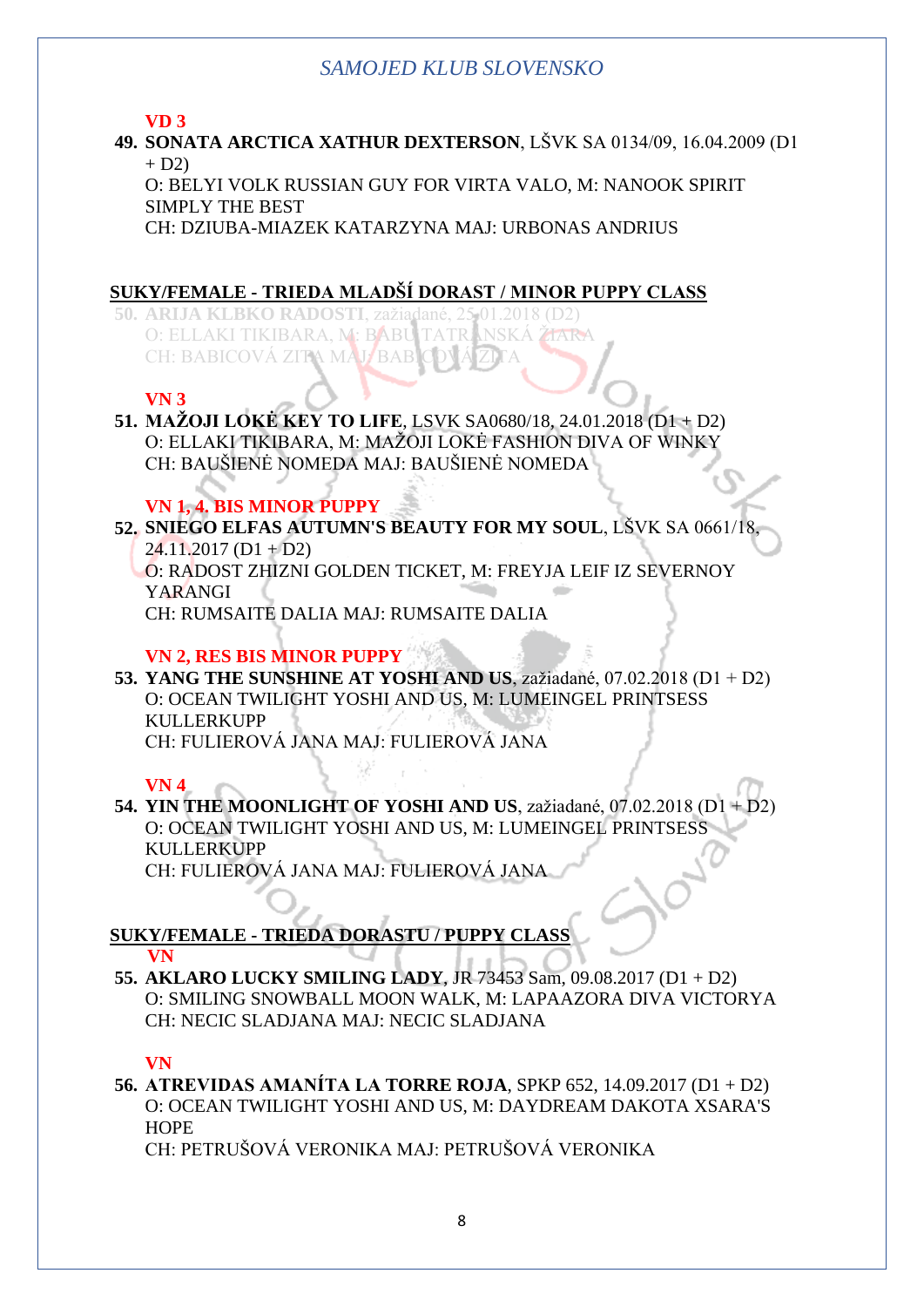**VD 3**

**49. SONATA ARCTICA XATHUR DEXTERSON**, LŠVK SA 0134/09, 16.04.2009 (D1 + D2)
O: BELYI VOLK RUSSIAN GUY FOR VIRTA VALO, M: NANOOK SPIRIT SIMPLY THE BEST
CH: DZIUBA-MIAZEK KATARZYNA MAJ: URBONAS ANDRIUS

## SUKY/FEMALE - TRIEDA MLADŠÍ DORAST / MINOR PUPPY CLASS

**50. ARIJA KLBKO RADOSTI**, zažiadané, 25.01.2018 (D2)
O: ELLAKI TIKIBARA, M: BABU TATRANSKÁ ŽIARA
CH: BABICOVÁ ZITA MAJ: BABICOVÁ ZITA

**VN 3**

**51. MAŽOJI LOKĖ KEY TO LIFE**, LSVK SA0680/18, 24.01.2018 (D1 + D2)
O: ELLAKI TIKIBARA, M: MAŽOJI LOKĖ FASHION DIVA OF WINKY
CH: BAUŠIENĖ NOMEDA MAJ: BAUŠIENĖ NOMEDA

**VN 1, 4. BIS MINOR PUPPY**

**52. SNIEGO ELFAS AUTUMN'S BEAUTY FOR MY SOUL**, LŠVK SA 0661/18, 24.11.2017 (D1 + D2)
O: RADOST ZHIZNI GOLDEN TICKET, M: FREYJA LEIF IZ SEVERNOY YARANGI
CH: RUMSAITE DALIA MAJ: RUMSAITE DALIA

**VN 2, RES BIS MINOR PUPPY**

**53. YANG THE SUNSHINE AT YOSHI AND US**, zažiadané, 07.02.2018 (D1 + D2)
O: OCEAN TWILIGHT YOSHI AND US, M: LUMEINGEL PRINTSESS KULLERKUPP
CH: FULIEROVÁ JANA MAJ: FULIEROVÁ JANA

**VN 4**

**54. YIN THE MOONLIGHT OF YOSHI AND US**, zažiadané, 07.02.2018 (D1 + D2)
O: OCEAN TWILIGHT YOSHI AND US, M: LUMEINGEL PRINTSESS KULLERKUPP
CH: FULIEROVÁ JANA MAJ: FULIEROVÁ JANA

## SUKY/FEMALE - TRIEDA DORASTU / PUPPY CLASS

**VN**

**55. AKLARO LUCKY SMILING LADY**, JR 73453 Sam, 09.08.2017 (D1 + D2)
O: SMILING SNOWBALL MOON WALK, M: LAPAAZORA DIVA VICTORYA
CH: NECIC SLADJANA MAJ: NECIC SLADJANA

**VN**

**56. ATREVIDAS AMANÍTA LA TORRE ROJA**, SPKP 652, 14.09.2017 (D1 + D2)
O: OCEAN TWILIGHT YOSHI AND US, M: DAYDREAM DAKOTA XSARA'S HOPE
CH: PETRUŠOVÁ VERONIKA MAJ: PETRUŠOVÁ VERONIKA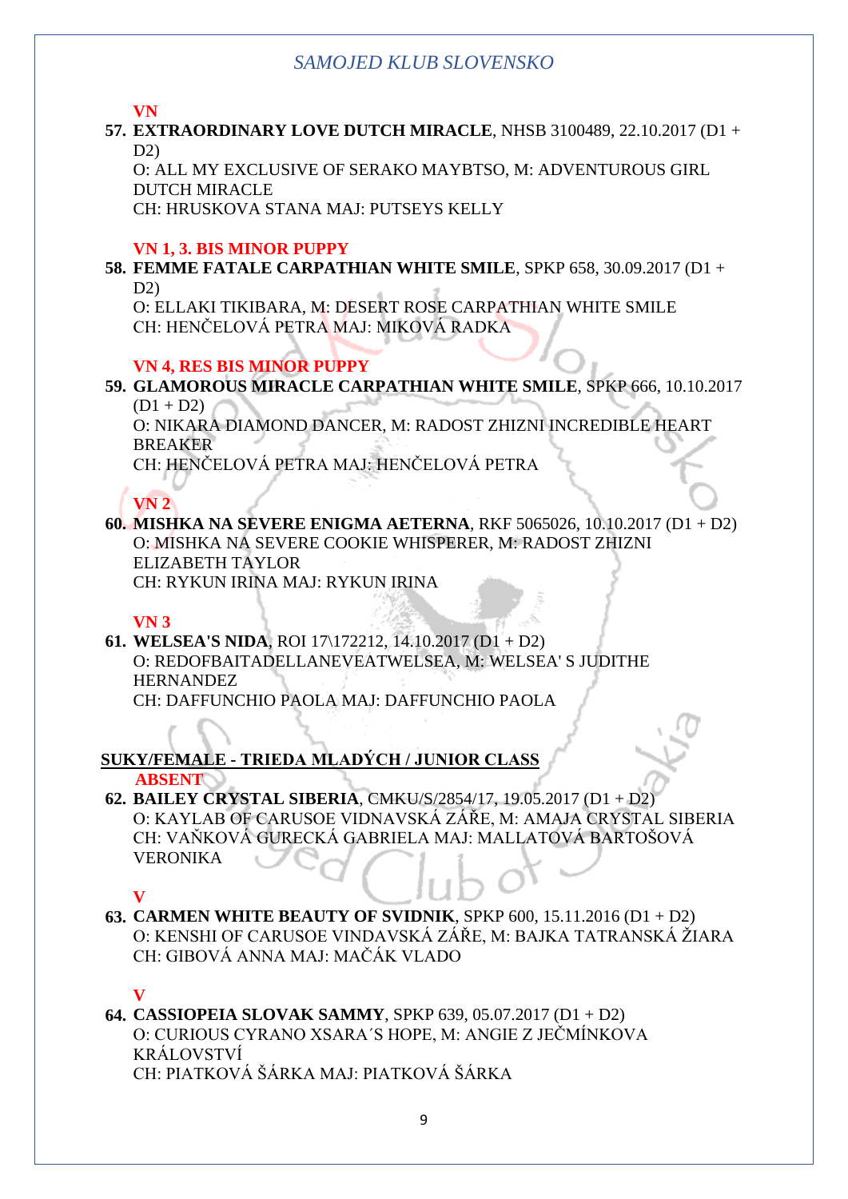**VN**

**57. EXTRAORDINARY LOVE DUTCH MIRACLE**, NHSB 3100489, 22.10.2017 (D1 + D2)
O: ALL MY EXCLUSIVE OF SERAKO MAYBTSO, M: ADVENTUROUS GIRL DUTCH MIRACLE
CH: HRUSKOVA STANA MAJ: PUTSEYS KELLY

**VN 1, 3. BIS MINOR PUPPY**

**58. FEMME FATALE CARPATHIAN WHITE SMILE**, SPKP 658, 30.09.2017 (D1 + D2)
O: ELLAKI TIKIBARA, M: DESERT ROSE CARPATHIAN WHITE SMILE
CH: HENČELOVÁ PETRA MAJ: MIKOVÁ RADKA

**VN 4, RES BIS MINOR PUPPY**

**59. GLAMOROUS MIRACLE CARPATHIAN WHITE SMILE**, SPKP 666, 10.10.2017 (D1 + D2)
O: NIKARA DIAMOND DANCER, M: RADOST ZHIZNI INCREDIBLE HEART BREAKER
CH: HENČELOVÁ PETRA MAJ: HENČELOVÁ PETRA

**VN 2**

**60. MISHKA NA SEVERE ENIGMA AETERNA**, RKF 5065026, 10.10.2017 (D1 + D2)
O: MISHKA NA SEVERE COOKIE WHISPERER, M: RADOST ZHIZNI ELIZABETH TAYLOR
CH: RYKUN IRINA MAJ: RYKUN IRINA

**VN 3**

**61. WELSEA'S NIDA**, ROI 17\172212, 14.10.2017 (D1 + D2)
O: REDOFBAITADELLANEVEATWELSEA, M: WELSEA' S JUDITHE HERNANDEZ
CH: DAFFUNCHIO PAOLA MAJ: DAFFUNCHIO PAOLA

## SUKY/FEMALE - TRIEDA MLADÝCH / JUNIOR CLASS

**ABSENT**

**62. BAILEY CRYSTAL SIBERIA**, CMKU/S/2854/17, 19.05.2017 (D1 + D2)
O: KAYLAB OF CARUSOE VIDNAVSKÁ ZÁŘE, M: AMAJA CRYSTAL SIBERIA
CH: VAŇKOVÁ GURECKÁ GABRIELA MAJ: MALLATOVÁ BARTOŠOVÁ VERONIKA

**V**

**63. CARMEN WHITE BEAUTY OF SVIDNIK**, SPKP 600, 15.11.2016 (D1 + D2)
O: KENSHI OF CARUSOE VINDAVSKÁ ZÁŘE, M: BAJKA TATRANSKÁ ŽIARA
CH: GIBOVÁ ANNA MAJ: MAČÁK VLADO

**V**

**64. CASSIOPEIA SLOVAK SAMMY**, SPKP 639, 05.07.2017 (D1 + D2)
O: CURIOUS CYRANO XSARA´S HOPE, M: ANGIE Z JEČMÍNKOVA KRÁLOVSTVÍ
CH: PIATKOVÁ ŠÁRKA MAJ: PIATKOVÁ ŠÁRKA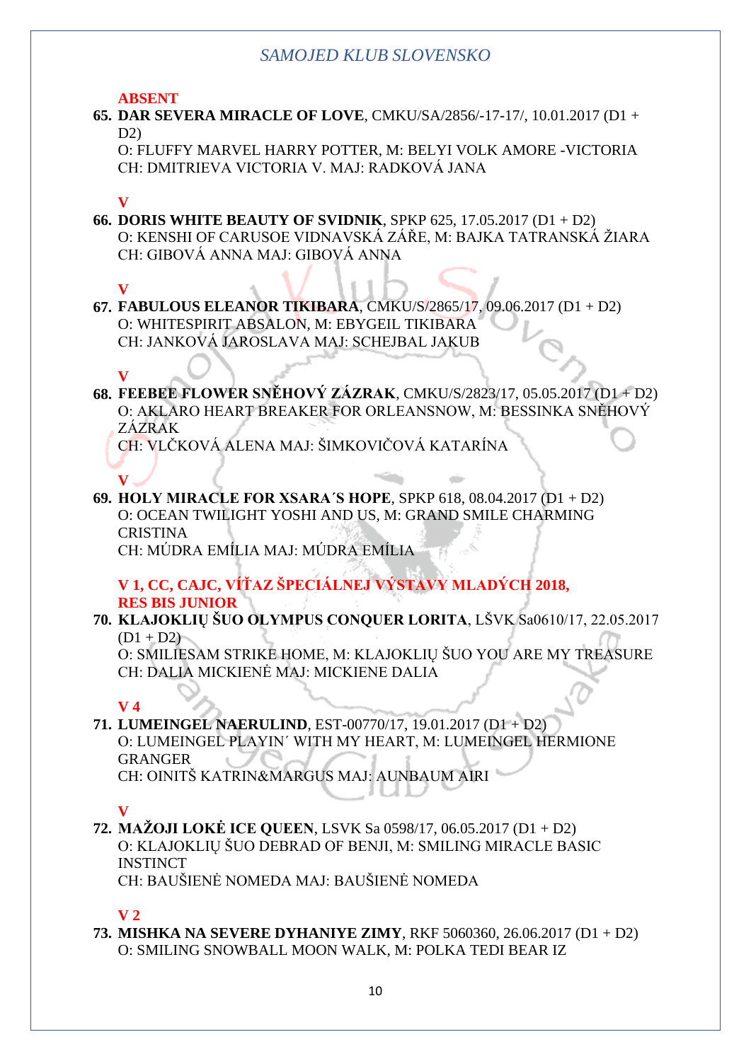**ABSENT**

65. **DAR SEVERA MIRACLE OF LOVE**, CMKU/SA/2856/-17-17/, 10.01.2017 (D1 + D2)
O: FLUFFY MARVEL HARRY POTTER, M: BELYI VOLK AMORE -VICTORIA
CH: DMITRIEVA VICTORIA V. MAJ: RADKOVÁ JANA

**V**

66. **DORIS WHITE BEAUTY OF SVIDNIK**, SPKP 625, 17.05.2017 (D1 + D2)
O: KENSHI OF CARUSOE VIDNAVSKÁ ZÁŘE, M: BAJKA TATRANSKÁ ŽIARA
CH: GIBOVÁ ANNA MAJ: GIBOVÁ ANNA

**V**

67. **FABULOUS ELEANOR TIKIBARA**, CMKU/S/2865/17, 09.06.2017 (D1 + D2)
O: WHITESPIRIT ABSALON, M: EBYGEIL TIKIBARA
CH: JANKOVÁ JAROSLAVA MAJ: SCHEJBAL JAKUB

**V**

68. **FEEBEE FLOWER SNĚHOVÝ ZÁZRAK**, CMKU/S/2823/17, 05.05.2017 (D1 + D2)
O: AKLARO HEART BREAKER FOR ORLEANSNOW, M: BESSINKA SNĚHOVÝ ZÁZRAK
CH: VLČKOVÁ ALENA MAJ: ŠIMKOVIČOVÁ KATARÍNA

**V**

69. **HOLY MIRACLE FOR XSARA´S HOPE**, SPKP 618, 08.04.2017 (D1 + D2)
O: OCEAN TWILIGHT YOSHI AND US, M: GRAND SMILE CHARMING CRISTINA
CH: MÚDRA EMÍLIA MAJ: MÚDRA EMÍLIA

**V 1, CC, CAJC, VÍŤAZ ŠPECIÁLNEJ VÝSTAVY MLADÝCH 2018, RES BIS JUNIOR**

70. **KLAJOKLIŲ ŠUO OLYMPUS CONQUER LORITA**, LŠVK Sa0610/17, 22.05.2017 (D1 + D2)
O: SMILIESAM STRIKE HOME, M: KLAJOKLIŲ ŠUO YOU ARE MY TREASURE
CH: DALIA MICKIENĖ MAJ: MICKIENE DALIA

**V 4**

71. **LUMEINGEL NAERULIND**, EST-00770/17, 19.01.2017 (D1 + D2)
O: LUMEINGEL PLAYIN´ WITH MY HEART, M: LUMEINGEL HERMIONE GRANGER
CH: OINITŠ KATRIN&MARGUS MAJ: AUNBAUM AIRI

**V**

72. **MAŽOJI LOKĖ ICE QUEEN**, LSVK Sa 0598/17, 06.05.2017 (D1 + D2)
O: KLAJOKLIŲ ŠUO DEBRAD OF BENJI, M: SMILING MIRACLE BASIC INSTINCT
CH: BAUŠIENĖ NOMEDA MAJ: BAUŠIENĖ NOMEDA

**V 2**

73. **MISHKA NA SEVERE DYHANIYE ZIMY**, RKF 5060360, 26.06.2017 (D1 + D2)
O: SMILING SNOWBALL MOON WALK, M: POLKA TEDI BEAR IZ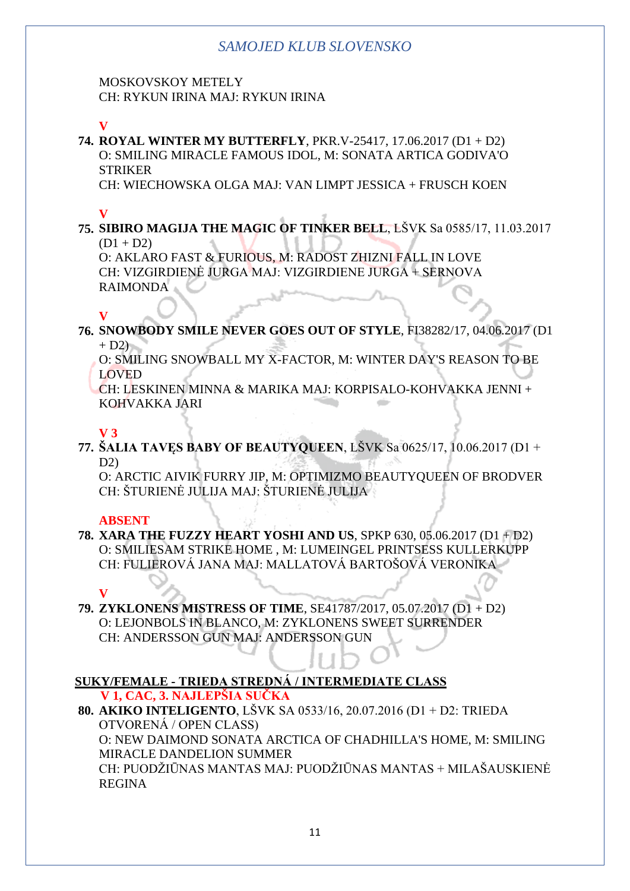MOSKOVSKOY METELY
CH: RYKUN IRINA MAJ: RYKUN IRINA

**V**

74. **ROYAL WINTER MY BUTTERFLY**, PKR.V-25417, 17.06.2017 (D1 + D2)
O: SMILING MIRACLE FAMOUS IDOL, M: SONATA ARTICA GODIVA'O STRIKER
CH: WIECHOWSKA OLGA MAJ: VAN LIMPT JESSICA + FRUSCH KOEN

**V**

75. **SIBIRO MAGIJA THE MAGIC OF TINKER BELL**, LŠVK Sa 0585/17, 11.03.2017 (D1 + D2)
O: AKLARO FAST & FURIOUS, M: RADOST ZHIZNI FALL IN LOVE
CH: VIZGIRDIENĖ JURGA MAJ: VIZGIRDIENE JURGA + SERNOVA RAIMONDA

**V**

76. **SNOWBODY SMILE NEVER GOES OUT OF STYLE**, FI38282/17, 04.06.2017 (D1 + D2)
O: SMILING SNOWBALL MY X-FACTOR, M: WINTER DAY'S REASON TO BE LOVED
CH: LESKINEN MINNA & MARIKA MAJ: KORPISALO-KOHVAKKA JENNI + KOHVAKKA JARI

**V 3**

77. **ŠALIA TAVĘS BABY OF BEAUTYQUEEN**, LŠVK Sa 0625/17, 10.06.2017 (D1 + D2)
O: ARCTIC AIVIK FURRY JIP, M: OPTIMIZMO BEAUTYQUEEN OF BRODVER
CH: ŠTURIENĖ JULIJA MAJ: ŠTURIENĖ JULIJA

**ABSENT**

78. **XARA THE FUZZY HEART YOSHI AND US**, SPKP 630, 05.06.2017 (D1 + D2)
O: SMILIESAM STRIKE HOME , M: LUMEINGEL PRINTSESS KULLERKUPP
CH: FULIEROVÁ JANA MAJ: MALLATOVÁ BARTOŠOVÁ VERONIKA

**V**

79. **ZYKLONENS MISTRESS OF TIME**, SE41787/2017, 05.07.2017 (D1 + D2)
O: LEJONBOLS IN BLANCO, M: ZYKLONENS SWEET SURRENDER
CH: ANDERSSON GUN MAJ: ANDERSSON GUN

## SUKY/FEMALE - TRIEDA STREDNÁ / INTERMEDIATE CLASS

**V 1, CAC, 3. NAJLEPŠIA SUČKA**

80. **AKIKO INTELIGENTO**, LŠVK SA 0533/16, 20.07.2016 (D1 + D2: TRIEDA OTVORENÁ / OPEN CLASS)
O: NEW DAIMOND SONATA ARCTICA OF CHADHILLA'S HOME, M: SMILING MIRACLE DANDELION SUMMER
CH: PUODŽIŪNAS MANTAS MAJ: PUODŽIŪNAS MANTAS + MILAŠAUSKIENĖ REGINA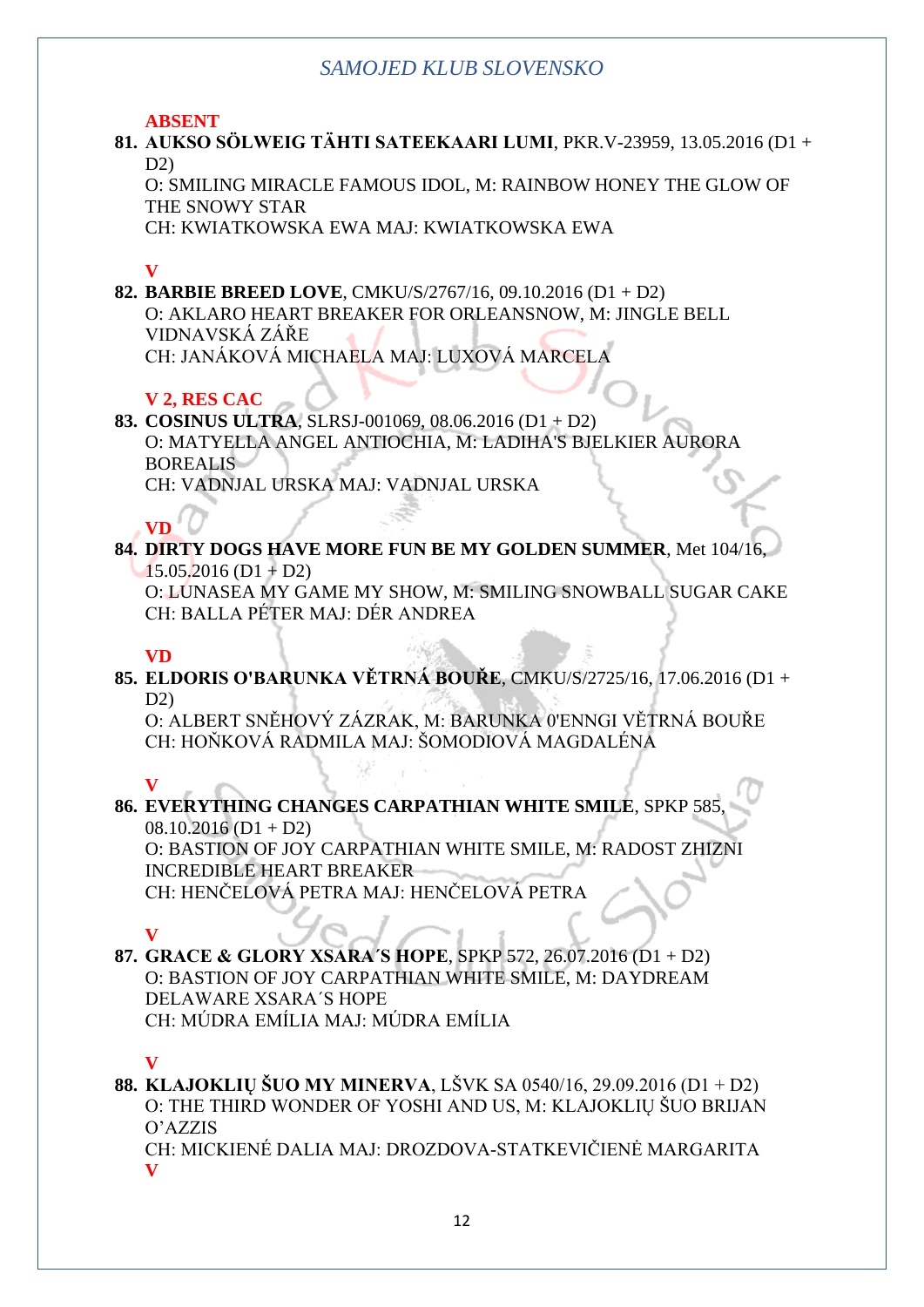**ABSENT**

81. **AUKSO SÖLWEIG TÄHTI SATEEKAARI LUMI**, PKR.V-23959, 13.05.2016 (D1 + D2)
O: SMILING MIRACLE FAMOUS IDOL, M: RAINBOW HONEY THE GLOW OF THE SNOWY STAR
CH: KWIATKOWSKA EWA MAJ: KWIATKOWSKA EWA

**V**

82. **BARBIE BREED LOVE**, CMKU/S/2767/16, 09.10.2016 (D1 + D2)
O: AKLARO HEART BREAKER FOR ORLEANSNOW, M: JINGLE BELL VIDNAVSKÁ ZÁŘE
CH: JANÁKOVÁ MICHAELA MAJ: LUXOVÁ MARCELA

**V 2, RES CAC**

83. **COSINUS ULTRA**, SLRSJ-001069, 08.06.2016 (D1 + D2)
O: MATYELLA ANGEL ANTIOCHIA, M: LADIHA'S BJELKIER AURORA BOREALIS
CH: VADNJAL URSKA MAJ: VADNJAL URSKA

**VD**

84. **DIRTY DOGS HAVE MORE FUN BE MY GOLDEN SUMMER**, Met 104/16, 15.05.2016 (D1 + D2)
O: LUNASEA MY GAME MY SHOW, M: SMILING SNOWBALL SUGAR CAKE
CH: BALLA PÉTER MAJ: DÉR ANDREA

**VD**

85. **ELDORIS O'BARUNKA VĚTRNÁ BOUŘE**, CMKU/S/2725/16, 17.06.2016 (D1 + D2)
O: ALBERT SNĚHOVÝ ZÁZRAK, M: BARUNKA 0'ENNGI VĚTRNÁ BOUŘE
CH: HOŇKOVÁ RADMILA MAJ: ŠOMODIOVÁ MAGDALÉNA

**V**

86. **EVERYTHING CHANGES CARPATHIAN WHITE SMILE**, SPKP 585, 08.10.2016 (D1 + D2)
O: BASTION OF JOY CARPATHIAN WHITE SMILE, M: RADOST ZHIZNI INCREDIBLE HEART BREAKER
CH: HENČELOVÁ PETRA MAJ: HENČELOVÁ PETRA

**V**

87. **GRACE & GLORY XSARA´S HOPE**, SPKP 572, 26.07.2016 (D1 + D2)
O: BASTION OF JOY CARPATHIAN WHITE SMILE, M: DAYDREAM DELAWARE XSARA´S HOPE
CH: MÚDRA EMÍLIA MAJ: MÚDRA EMÍLIA

**V**

88. **KLAJOKLIŲ ŠUO MY MINERVA**, LŠVK SA 0540/16, 29.09.2016 (D1 + D2)
O: THE THIRD WONDER OF YOSHI AND US, M: KLAJOKLIŲ ŠUO BRIJAN O'AZZIS
CH: MICKIENÉ DALIA MAJ: DROZDOVA-STATKEVIČIENĖ MARGARITA

**V**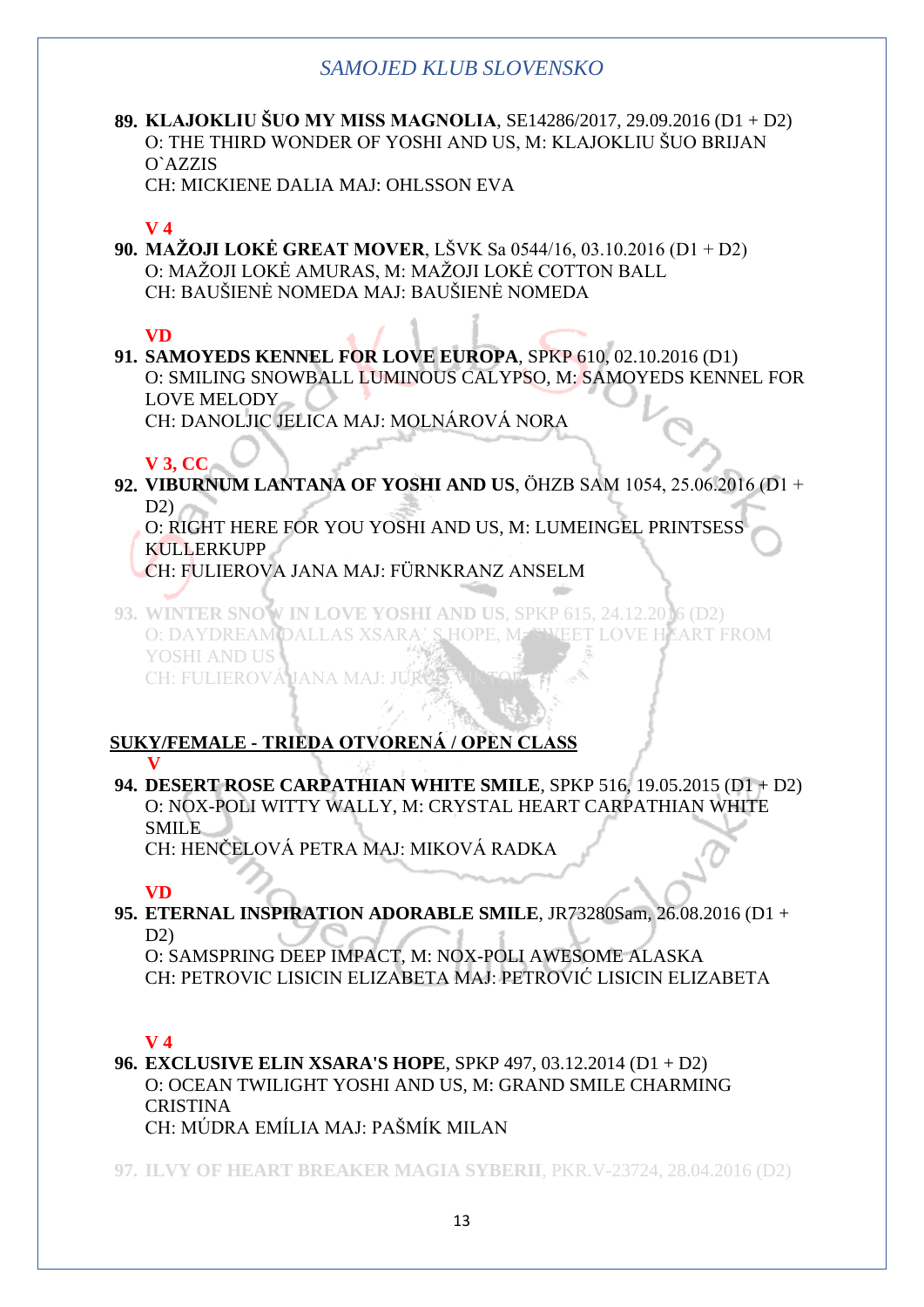89. **KLAJOKLIU ŠUO MY MISS MAGNOLIA**, SE14286/2017, 29.09.2016 (D1 + D2)
O: THE THIRD WONDER OF YOSHI AND US, M: KLAJOKLIU ŠUO BRIJAN O`AZZIS
CH: MICKIENE DALIA MAJ: OHLSSON EVA

**V 4**

90. **MAŽOJI LOKĖ GREAT MOVER**, LŠVK Sa 0544/16, 03.10.2016 (D1 + D2)
O: MAŽOJI LOKĖ AMURAS, M: MAŽOJI LOKĖ COTTON BALL
CH: BAUŠIENĖ NOMEDA MAJ: BAUŠIENĖ NOMEDA

**VD**

91. **SAMOYEDS KENNEL FOR LOVE EUROPA**, SPKP 610, 02.10.2016 (D1)
O: SMILING SNOWBALL LUMINOUS CALYPSO, M: SAMOYEDS KENNEL FOR LOVE MELODY
CH: DANOLJIC JELICA MAJ: MOLNÁROVÁ NORA

**V 3, CC**

92. **VIBURNUM LANTANA OF YOSHI AND US**, ÖHZB SAM 1054, 25.06.2016 (D1 + D2)
O: RIGHT HERE FOR YOU YOSHI AND US, M: LUMEINGEL PRINTSESS KULLERKUPP
CH: FULIEROVA JANA MAJ: FÜRNKRANZ ANSELM

93. **WINTER SNOW IN LOVE YOSHI AND US**, SPKP 615, 24.12.2016 (D2)
O: DAYDREAM DALLAS XSARA´S HOPE, M: SWEET LOVE HEART FROM YOSHI AND US
CH: FULIEROVÁ JANA MAJ: JURČO VIKTOR

## SUKY/FEMALE - TRIEDA OTVORENÁ / OPEN CLASS

**V**

94. **DESERT ROSE CARPATHIAN WHITE SMILE**, SPKP 516, 19.05.2015 (D1 + D2)
O: NOX-POLI WITTY WALLY, M: CRYSTAL HEART CARPATHIAN WHITE SMILE
CH: HENČELOVÁ PETRA MAJ: MIKOVÁ RADKA

**VD**

95. **ETERNAL INSPIRATION ADORABLE SMILE**, JR73280Sam, 26.08.2016 (D1 + D2)
O: SAMSPRING DEEP IMPACT, M: NOX-POLI AWESOME ALASKA
CH: PETROVIC LISICIN ELIZABETA MAJ: PETROVIĆ LISICIN ELIZABETA

**V 4**

96. **EXCLUSIVE ELIN XSARA'S HOPE**, SPKP 497, 03.12.2014 (D1 + D2)
O: OCEAN TWILIGHT YOSHI AND US, M: GRAND SMILE CHARMING CRISTINA
CH: MÚDRA EMÍLIA MAJ: PAŠMÍK MILAN

97. **ILVY OF HEART BREAKER MAGIA SYBERII**, PKR.V-23724, 28.04.2016 (D2)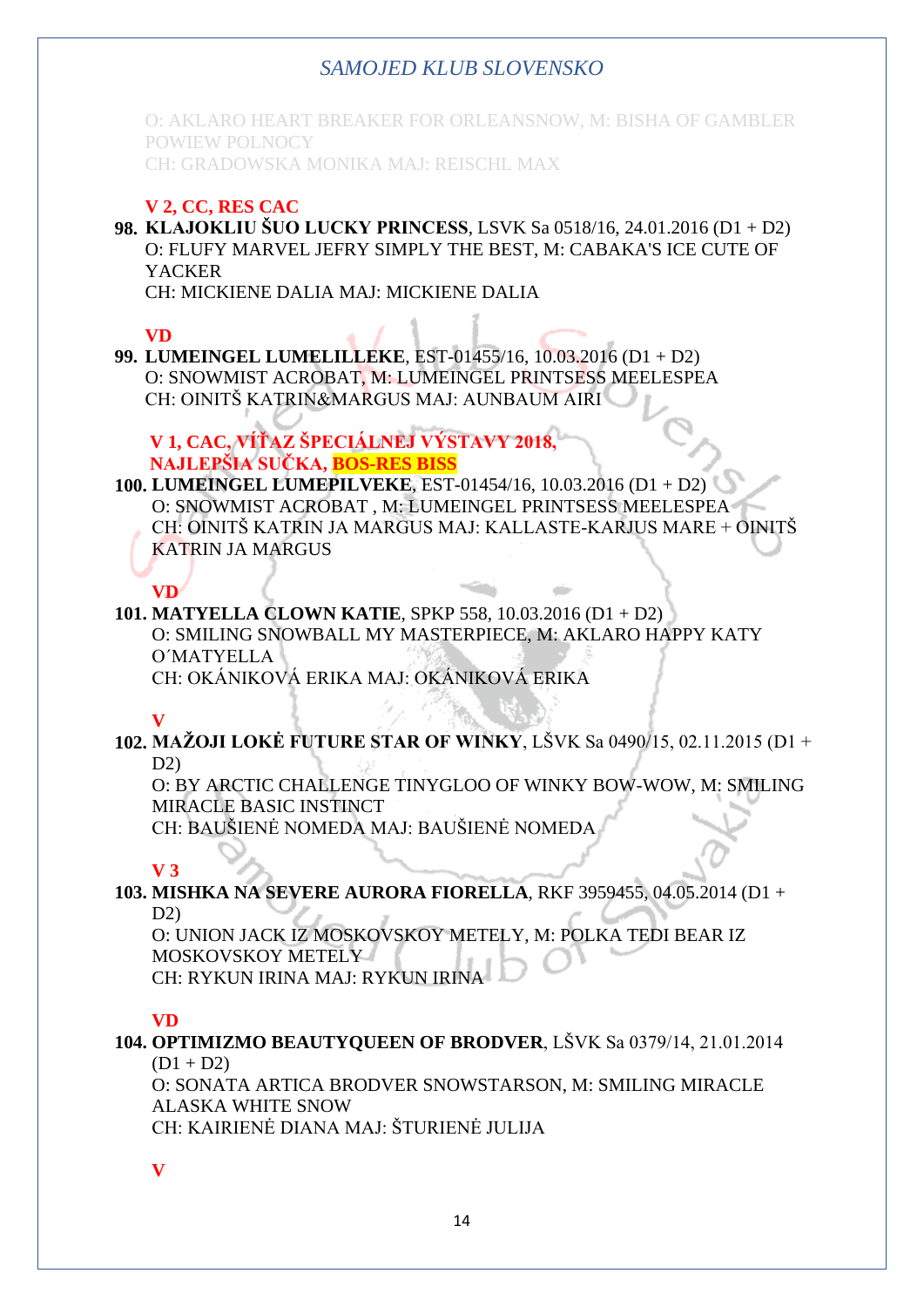O: AKLARO HEART BREAKER FOR ORLEANSNOW, M: BISHA OF GAMBLER POWIEW POLNOCY
CH: GRADOWSKA MONIKA MAJ: REISCHL MAX

**V 2, CC, RES CAC**

**98. KLAJOKLIU ŠUO LUCKY PRINCESS**, LSVK Sa 0518/16, 24.01.2016 (D1 + D2)
O: FLUFY MARVEL JEFRY SIMPLY THE BEST, M: CABAKA'S ICE CUTE OF YACKER
CH: MICKIENE DALIA MAJ: MICKIENE DALIA

**VD**

**99. LUMEINGEL LUMELILLEKE**, EST-01455/16, 10.03.2016 (D1 + D2)
O: SNOWMIST ACROBAT, M: LUMEINGEL PRINTSESS MEELESPEA
CH: OINITŠ KATRIN&MARGUS MAJ: AUNBAUM AIRI

**V 1, CAC, VÍŤAZ ŠPECIÁLNEJ VÝSTAVY 2018, NAJLEPŠIA SUČKA, BOS-RES BISS**

**100. LUMEINGEL LUMEPILVEKE**, EST-01454/16, 10.03.2016 (D1 + D2)
O: SNOWMIST ACROBAT , M: LUMEINGEL PRINTSESS MEELESPEA
CH: OINITŠ KATRIN JA MARGUS MAJ: KALLASTE-KARJUS MARE + OINITŠ KATRIN JA MARGUS

**VD**

**101. MATYELLA CLOWN KATIE**, SPKP 558, 10.03.2016 (D1 + D2)
O: SMILING SNOWBALL MY MASTERPIECE, M: AKLARO HAPPY KATY O´MATYELLA
CH: OKÁNIKOVÁ ERIKA MAJ: OKÁNIKOVÁ ERIKA

**V**

**102. MAŽOJI LOKĖ FUTURE STAR OF WINKY**, LŠVK Sa 0490/15, 02.11.2015 (D1 + D2)
O: BY ARCTIC CHALLENGE TINYGLOO OF WINKY BOW-WOW, M: SMILING MIRACLE BASIC INSTINCT
CH: BAUŠIENĖ NOMEDA MAJ: BAUŠIENĖ NOMEDA

**V 3**

**103. MISHKA NA SEVERE AURORA FIORELLA**, RKF 3959455, 04.05.2014 (D1 + D2)
O: UNION JACK IZ MOSKOVSKOY METELY, M: POLKA TEDI BEAR IZ MOSKOVSKOY METELY
CH: RYKUN IRINA MAJ: RYKUN IRINA

**VD**

**104. OPTIMIZMO BEAUTYQUEEN OF BRODVER**, LŠVK Sa 0379/14, 21.01.2014 (D1 + D2)
O: SONATA ARTICA BRODVER SNOWSTARSON, M: SMILING MIRACLE ALASKA WHITE SNOW
CH: KAIRIENĖ DIANA MAJ: ŠTURIENĖ JULIJA

**V**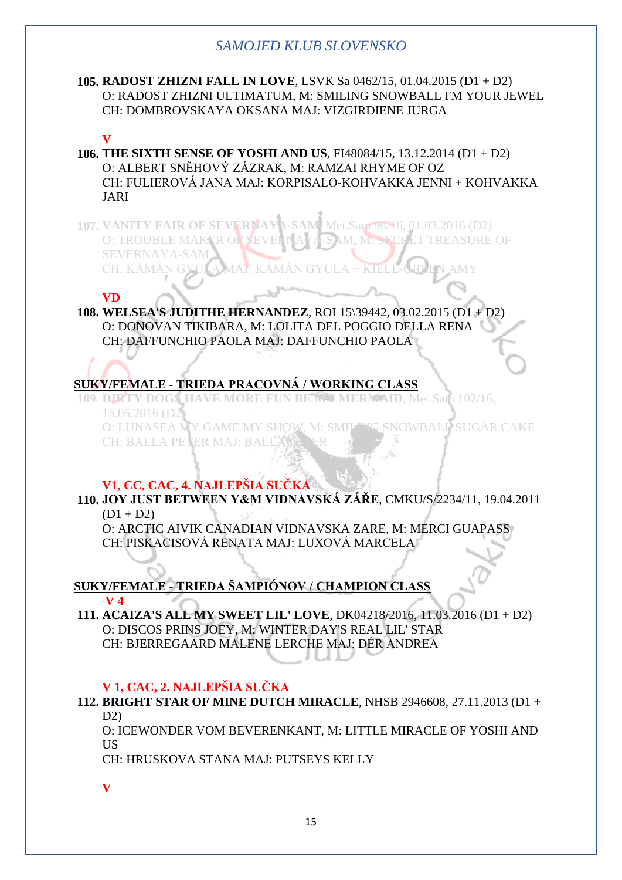**105. RADOST ZHIZNI FALL IN LOVE**, LSVK Sa 0462/15, 01.04.2015 (D1 + D2)
O: RADOST ZHIZNI ULTIMATUM, M: SMILING SNOWBALL I'M YOUR JEWEL
CH: DOMBROVSKAYA OKSANA MAJ: VIZGIRDIENE JURGA

**V**

**106. THE SIXTH SENSE OF YOSHI AND US**, FI48084/15, 13.12.2014 (D1 + D2)
O: ALBERT SNĚHOVÝ ZÁZRAK, M: RAMZAI RHYME OF OZ
CH: FULIEROVÁ JANA MAJ: KORPISALO-KOHVAKKA JENNI + KOHVAKKA JARI

**107. VANITY FAIR OF SEVERNAYA-SAM**, Met.Sam 96/16, 01.03.2016 (D2)
O: TROUBLE MAKER OF SEVERNAYA-SAM, M: SECRET TREASURE OF SEVERNAYA-SAM
CH: KÁMÁN GYULA MAJ: KÁMÁN GYULA + KIELL-GREEN AMY

**VD**

**108. WELSEA'S JUDITHE HERNANDEZ**, ROI 15\39442, 03.02.2015 (D1 + D2)
O: DONOVAN TIKIBARA, M: LOLITA DEL POGGIO DELLA RENA
CH: DAFFUNCHIO PAOLA MAJ: DAFFUNCHIO PAOLA

## SUKY/FEMALE - TRIEDA PRACOVNÁ / WORKING CLASS

**109. DIRTY DOGS HAVE MORE FUN BE MY MERMAID**, Met.Sam 102/16, 15.05.2016 (D2)
O: LUNASEA MY GAME MY SHOW, M: SMILING SNOWBALL SUGAR CAKE
CH: BALLA PETER MAJ: BALLA PETER

**V1, CC, CAC, 4. NAJLEPŠIA SUČKA**

**110. JOY JUST BETWEEN Y&M VIDNAVSKÁ ZÁŘE**, CMKU/S/2234/11, 19.04.2011 (D1 + D2)
O: ARCTIC AIVIK CANADIAN VIDNAVSKA ZARE, M: MERCI GUAPASS
CH: PISKACISOVÁ RENATA MAJ: LUXOVÁ MARCELA

## SUKY/FEMALE - TRIEDA ŠAMPIÓNOV / CHAMPION CLASS

**V 4**

**111. ACAIZA'S ALL MY SWEET LIL' LOVE**, DK04218/2016, 11.03.2016 (D1 + D2)
O: DISCOS PRINS JOEY, M: WINTER DAY'S REAL LIL' STAR
CH: BJERREGAARD MALENE LERCHE MAJ: DÉR ANDREA

**V 1, CAC, 2. NAJLEPŠIA SUČKA**

**112. BRIGHT STAR OF MINE DUTCH MIRACLE**, NHSB 2946608, 27.11.2013 (D1 + D2)
O: ICEWONDER VOM BEVERENKANT, M: LITTLE MIRACLE OF YOSHI AND US
CH: HRUSKOVA STANA MAJ: PUTSEYS KELLY

**V**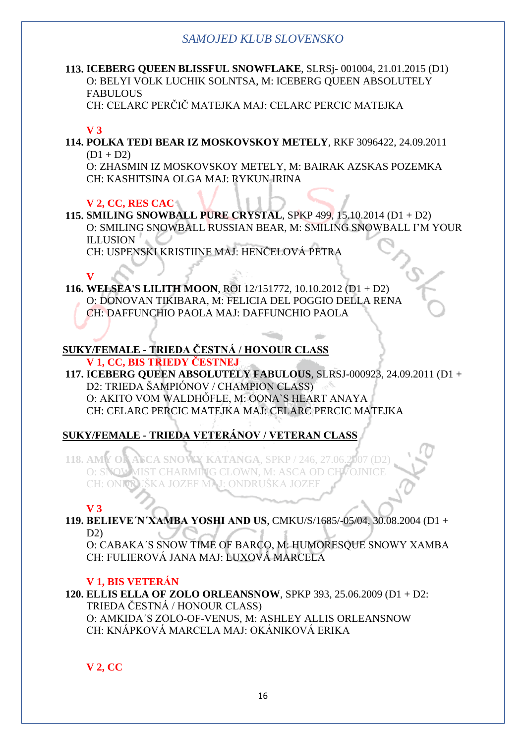**113. ICEBERG QUEEN BLISSFUL SNOWFLAKE**, SLRSj- 001004, 21.01.2015 (D1)
O: BELYI VOLK LUCHIK SOLNTSA, M: ICEBERG QUEEN ABSOLUTELY FABULOUS
CH: CELARC PERČIČ MATEJKA MAJ: CELARC PERCIC MATEJKA

**V 3**

**114. POLKA TEDI BEAR IZ MOSKOVSKOY METELY**, RKF 3096422, 24.09.2011 (D1 + D2)
O: ZHASMIN IZ MOSKOVSKOY METELY, M: BAIRAK AZSKAS POZEMKA
CH: KASHITSINA OLGA MAJ: RYKUN IRINA

**V 2, CC, RES CAC**

**115. SMILING SNOWBALL PURE CRYSTAL**, SPKP 499, 15.10.2014 (D1 + D2)
O: SMILING SNOWBALL RUSSIAN BEAR, M: SMILING SNOWBALL I'M YOUR ILLUSION
CH: USPENSKI KRISTIINE MAJ: HENČELOVÁ PETRA

**V**

**116. WELSEA'S LILITH MOON**, ROI 12/151772, 10.10.2012 (D1 + D2)
O: DONOVAN TIKIBARA, M: FELICIA DEL POGGIO DELLA RENA
CH: DAFFUNCHIO PAOLA MAJ: DAFFUNCHIO PAOLA

## SUKY/FEMALE - TRIEDA ČESTNÁ / HONOUR CLASS

**V 1, CC, BIS TRIEDY ČESTNEJ**

**117. ICEBERG QUEEN ABSOLUTELY FABULOUS**, SLRSJ-000923, 24.09.2011 (D1 + D2: TRIEDA ŠAMPIÓNOV / CHAMPION CLASS)
O: AKITO VOM WALDHŐFLE, M: OONA`S HEART ANAYA
CH: CELARC PERCIC MATEJKA MAJ: CELARC PERCIC MATEJKA

## SUKY/FEMALE - TRIEDA VETERÁNOV / VETERAN CLASS

**118. AMY OF ASCA SNOWY KATANGA**, SPKP / 246, 27.06.2007 (D2)
O: SNOW MIST CHARMING CLOWN, M: ASCA OD CHVOJNICE
CH: ONDRUŠKA JOZEF MAJ: ONDRUŠKA JOZEF

**V 3**

**119. BELIEVE´N´XAMBA YOSHI AND US**, CMKU/S/1685/-05/04, 30.08.2004 (D1 + D2)
O: CABAKA´S SNOW TIME OF BARCO, M: HUMORESQUE SNOWY XAMBA
CH: FULIEROVÁ JANA MAJ: LUXOVÁ MARCELA

**V 1, BIS VETERÁN**

**120. ELLIS ELLA OF ZOLO ORLEANSNOW**, SPKP 393, 25.06.2009 (D1 + D2: TRIEDA ČESTNÁ / HONOUR CLASS)
O: AMKIDA´S ZOLO-OF-VENUS, M: ASHLEY ALLIS ORLEANSNOW
CH: KNÁPKOVÁ MARCELA MAJ: OKÁNIKOVÁ ERIKA

**V 2, CC**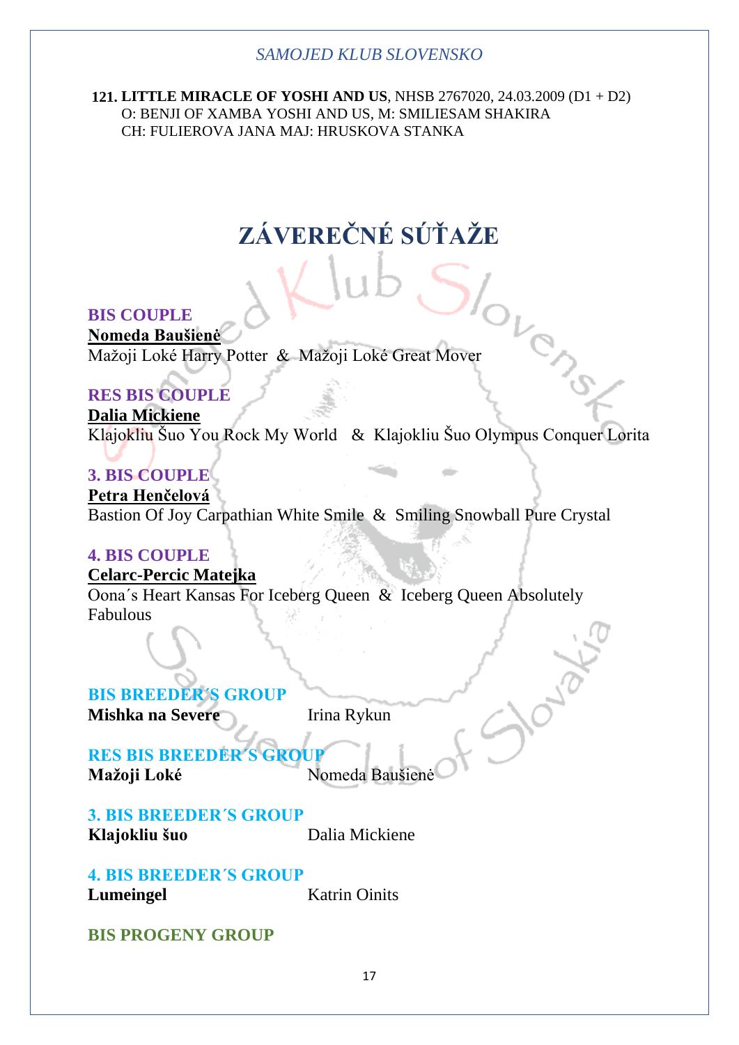**121. LITTLE MIRACLE OF YOSHI AND US**, NHSB 2767020, 24.03.2009 (D1 + D2)
O: BENJI OF XAMBA YOSHI AND US, M: SMILIESAM SHAKIRA
CH: FULIEROVA JANA MAJ: HRUSKOVA STANKA

# ZÁVEREČNÉ SÚŤAŽE

**BIS COUPLE**
**Nomeda Baušienė**
Mažoji Loké Harry Potter & Mažoji Loké Great Mover

**RES BIS COUPLE**
**Dalia Mickiene**
Klajokliu Šuo You Rock My World & Klajokliu Šuo Olympus Conquer Lorita

**3. BIS COUPLE**
**Petra Henčelová**
Bastion Of Joy Carpathian White Smile & Smiling Snowball Pure Crystal

**4. BIS COUPLE**
**Celarc-Percic Matejka**
Oona´s Heart Kansas For Iceberg Queen & Iceberg Queen Absolutely Fabulous

**BIS BREEDER´S GROUP**
**Mishka na Severe** Irina Rykun

**RES BIS BREEDER´S GROUP**
**Mažoji Loké** Nomeda Baušienė

**3. BIS BREEDER´S GROUP**
**Klajokliu šuo** Dalia Mickiene

**4. BIS BREEDER´S GROUP**
**Lumeingel** Katrin Oinits

**BIS PROGENY GROUP**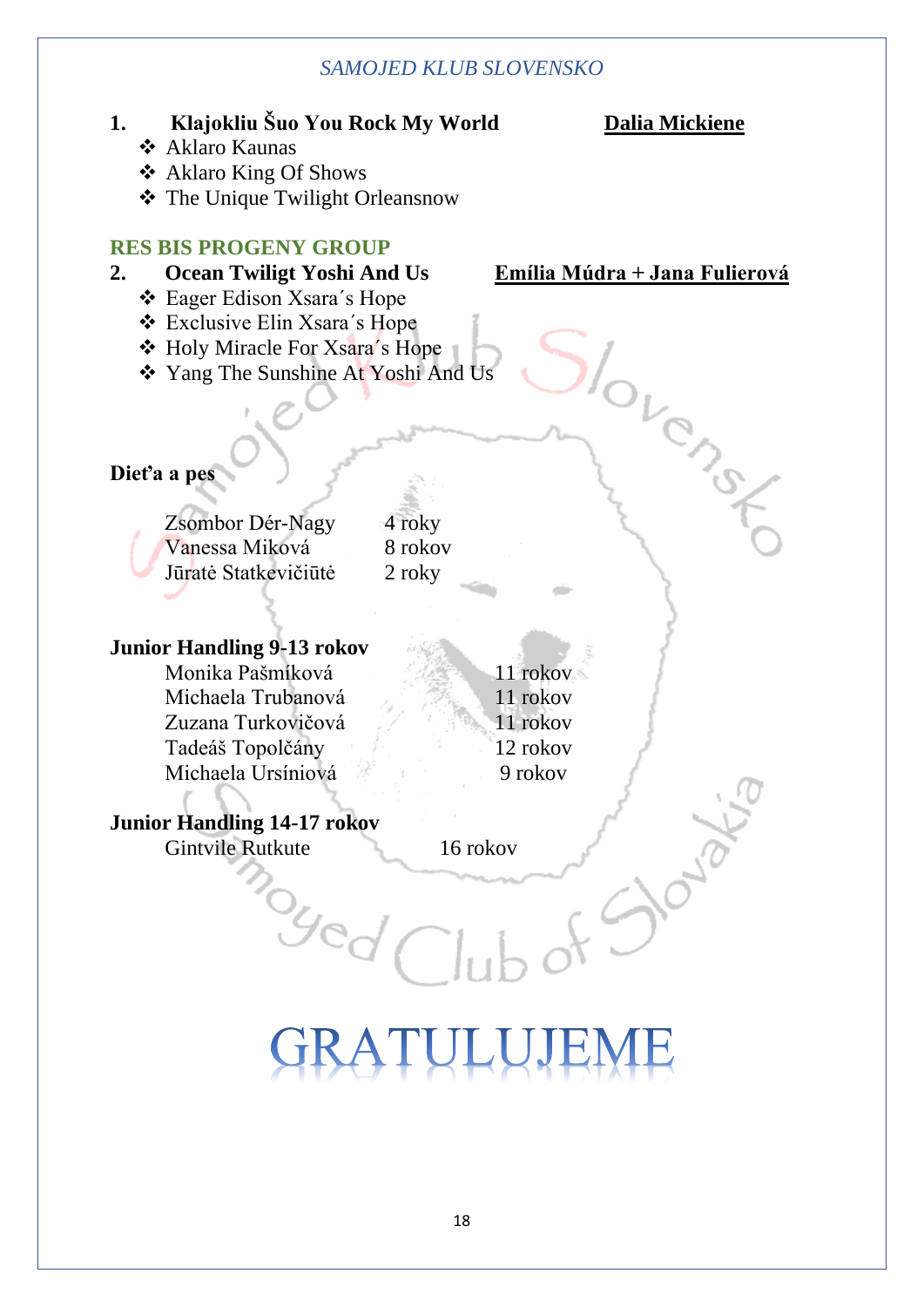1. **Klajokliu Šuo You Rock My World** **Dalia Mickiene**
   - Aklaro Kaunas
   - Aklaro King Of Shows
   - The Unique Twilight Orleansnow

## RES BIS PROGENY GROUP

2. **Ocean Twiligt Yoshi And Us** **Emília Múdra + Jana Fulierová**
   - Eager Edison Xsara´s Hope
   - Exclusive Elin Xsara´s Hope
   - Holy Miracle For Xsara´s Hope
   - Yang The Sunshine At Yoshi And Us

**Dieťa a pes**

| | |
|---|---|
| Zsombor Dér-Nagy | 4 roky |
| Vanessa Miková | 8 rokov |
| Jūratė Statkevičiūtė | 2 roky |

**Junior Handling 9-13 rokov**

| | |
|---|---|
| Monika Pašmíková | 11 rokov |
| Michaela Trubanová | 11 rokov |
| Zuzana Turkovičová | 11 rokov |
| Tadeáš Topolčány | 12 rokov |
| Michaela Ursíniová | 9 rokov |

**Junior Handling 14-17 rokov**

| | |
|---|---|
| Gintvile Rutkute | 16 rokov |

# GRATULUJEME